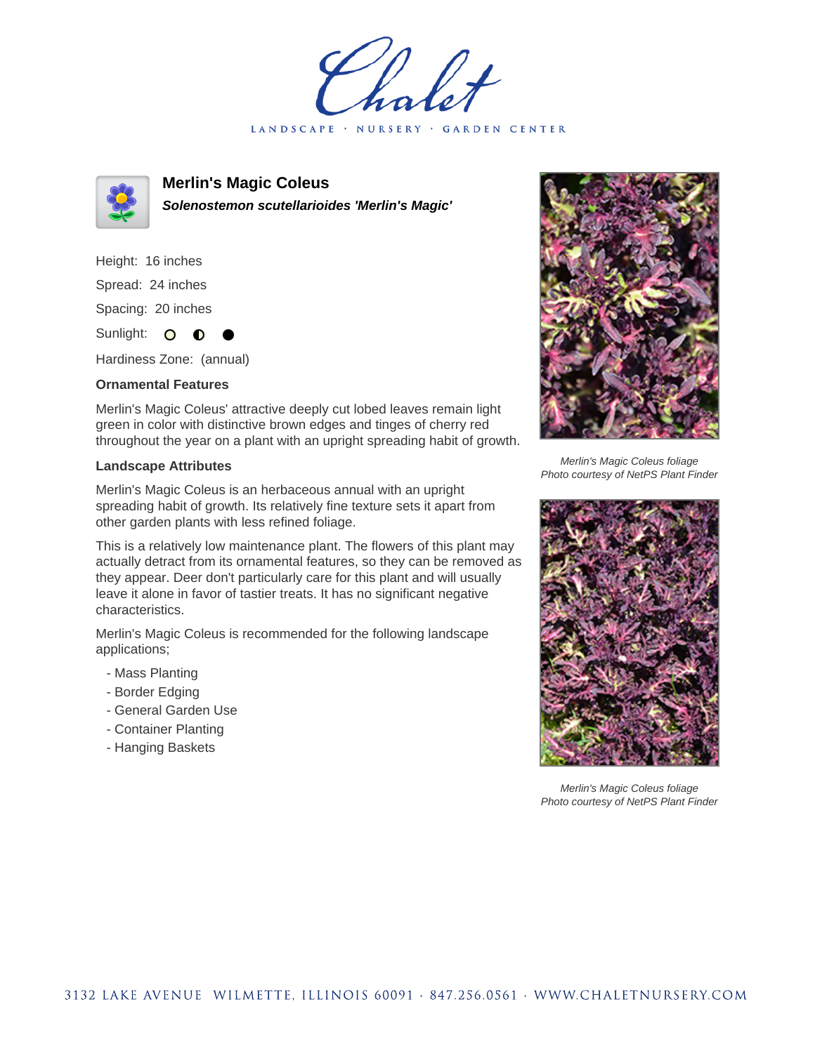# Merlin's Magic Coleus

***Solenostemon scutellarioides 'Merlin's Magic'***

Height: 16 inches

Spread: 24 inches

Spacing: 20 inches

Sunlight: ○ ◐ ●

Hardiness Zone: (annual)

**Ornamental Features**

Merlin's Magic Coleus' attractive deeply cut lobed leaves remain light green in color with distinctive brown edges and tinges of cherry red throughout the year on a plant with an upright spreading habit of growth.

**Landscape Attributes**

Merlin's Magic Coleus is an herbaceous annual with an upright spreading habit of growth. Its relatively fine texture sets it apart from other garden plants with less refined foliage.

This is a relatively low maintenance plant. The flowers of this plant may actually detract from its ornamental features, so they can be removed as they appear. Deer don't particularly care for this plant and will usually leave it alone in favor of tastier treats. It has no significant negative characteristics.

Merlin's Magic Coleus is recommended for the following landscape applications;

- Mass Planting
- Border Edging
- General Garden Use
- Container Planting
- Hanging Baskets

*Merlin's Magic Coleus foliage*
*Photo courtesy of NetPS Plant Finder*

*Merlin's Magic Coleus foliage*
*Photo courtesy of NetPS Plant Finder*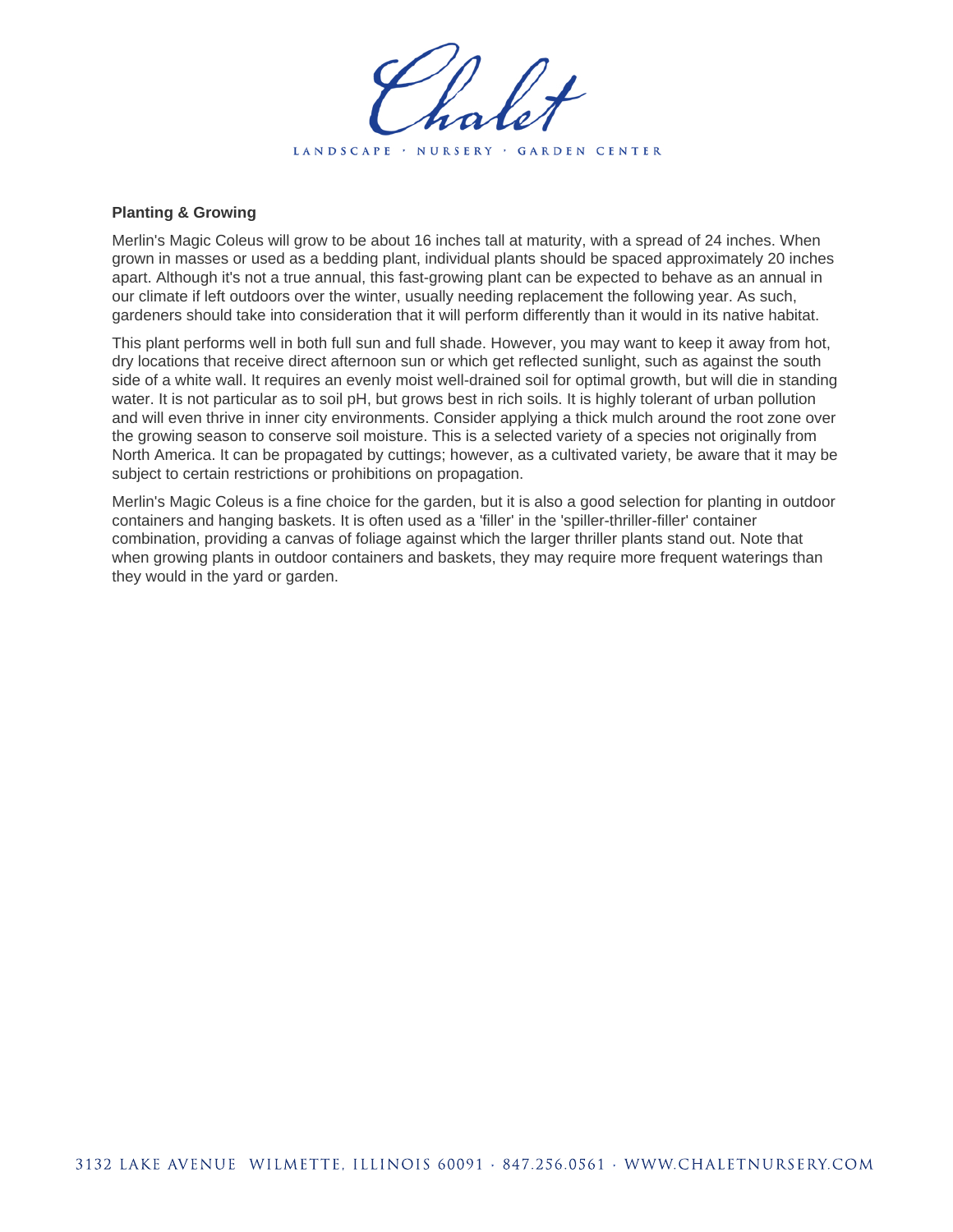**Planting & Growing**

Merlin's Magic Coleus will grow to be about 16 inches tall at maturity, with a spread of 24 inches. When grown in masses or used as a bedding plant, individual plants should be spaced approximately 20 inches apart. Although it's not a true annual, this fast-growing plant can be expected to behave as an annual in our climate if left outdoors over the winter, usually needing replacement the following year. As such, gardeners should take into consideration that it will perform differently than it would in its native habitat.

This plant performs well in both full sun and full shade. However, you may want to keep it away from hot, dry locations that receive direct afternoon sun or which get reflected sunlight, such as against the south side of a white wall. It requires an evenly moist well-drained soil for optimal growth, but will die in standing water. It is not particular as to soil pH, but grows best in rich soils. It is highly tolerant of urban pollution and will even thrive in inner city environments. Consider applying a thick mulch around the root zone over the growing season to conserve soil moisture. This is a selected variety of a species not originally from North America. It can be propagated by cuttings; however, as a cultivated variety, be aware that it may be subject to certain restrictions or prohibitions on propagation.

Merlin's Magic Coleus is a fine choice for the garden, but it is also a good selection for planting in outdoor containers and hanging baskets. It is often used as a 'filler' in the 'spiller-thriller-filler' container combination, providing a canvas of foliage against which the larger thriller plants stand out. Note that when growing plants in outdoor containers and baskets, they may require more frequent waterings than they would in the yard or garden.